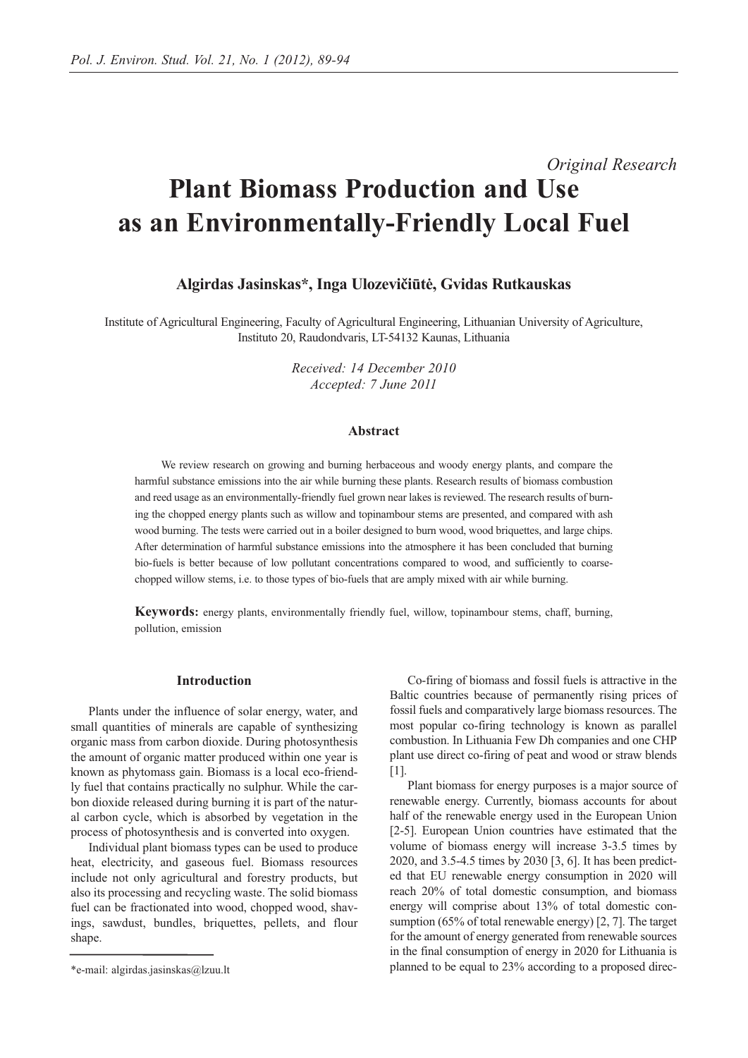*Original Research*

# Plant Biomass Production and Use as an Environmentally-Friendly Local Fuel

**Algirdas Jasinskas\*, Inga Ulozevičiūtė, Gvidas Rutkauskas**

Institute of Agricultural Engineering, Faculty of Agricultural Engineering, Lithuanian University of Agriculture, Instituto 20, Raudondvaris, LT-54132 Kaunas, Lithuania

*Received: 14 December 2010*
*Accepted: 7 June 2011*

### Abstract

We review research on growing and burning herbaceous and woody energy plants, and compare the harmful substance emissions into the air while burning these plants. Research results of biomass combustion and reed usage as an environmentally-friendly fuel grown near lakes is reviewed. The research results of burning the chopped energy plants such as willow and topinambour stems are presented, and compared with ash wood burning. The tests were carried out in a boiler designed to burn wood, wood briquettes, and large chips. After determination of harmful substance emissions into the atmosphere it has been concluded that burning bio-fuels is better because of low pollutant concentrations compared to wood, and sufficiently to coarse-chopped willow stems, i.e. to those types of bio-fuels that are amply mixed with air while burning.

**Keywords:** energy plants, environmentally friendly fuel, willow, topinambour stems, chaff, burning, pollution, emission

## Introduction

Plants under the influence of solar energy, water, and small quantities of minerals are capable of synthesizing organic mass from carbon dioxide. During photosynthesis the amount of organic matter produced within one year is known as phytomass gain. Biomass is a local eco-friendly fuel that contains practically no sulphur. While the carbon dioxide released during burning it is part of the natural carbon cycle, which is absorbed by vegetation in the process of photosynthesis and is converted into oxygen.

Individual plant biomass types can be used to produce heat, electricity, and gaseous fuel. Biomass resources include not only agricultural and forestry products, but also its processing and recycling waste. The solid biomass fuel can be fractionated into wood, chopped wood, shavings, sawdust, bundles, briquettes, pellets, and flour shape.

Co-firing of biomass and fossil fuels is attractive in the Baltic countries because of permanently rising prices of fossil fuels and comparatively large biomass resources. The most popular co-firing technology is known as parallel combustion. In Lithuania Few Dh companies and one CHP plant use direct co-firing of peat and wood or straw blends [1].

Plant biomass for energy purposes is a major source of renewable energy. Currently, biomass accounts for about half of the renewable energy used in the European Union [2-5]. European Union countries have estimated that the volume of biomass energy will increase 3-3.5 times by 2020, and 3.5-4.5 times by 2030 [3, 6]. It has been predicted that EU renewable energy consumption in 2020 will reach 20% of total domestic consumption, and biomass energy will comprise about 13% of total domestic consumption (65% of total renewable energy) [2, 7]. The target for the amount of energy generated from renewable sources in the final consumption of energy in 2020 for Lithuania is planned to be equal to 23% according to a proposed direc-

\*e-mail: algirdas.jasinskas@lzuu.lt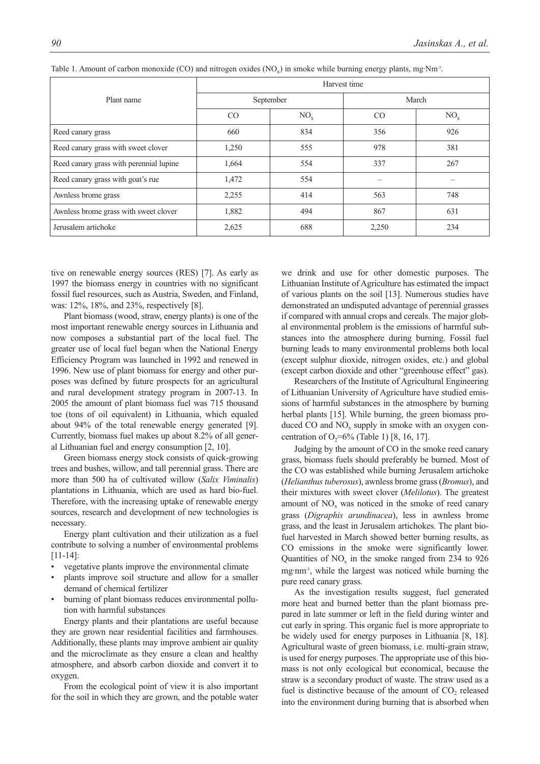Table 1. Amount of carbon monoxide (CO) and nitrogen oxides ($NO_x$) in smoke while burning energy plants, mg·Nm$^{-3}$.

| Plant name | Harvest time | | | |
|---|---|---|---|---|
| | September | | March | |
| | CO | $NO_x$ | CO | $NO_x$ |
| Reed canary grass | 660 | 834 | 356 | 926 |
| Reed canary grass with sweet clover | 1,250 | 555 | 978 | 381 |
| Reed canary grass with perennial lupine | 1,664 | 554 | 337 | 267 |
| Reed canary grass with goat's rue | 1,472 | 554 | – | – |
| Awnless brome grass | 2,255 | 414 | 563 | 748 |
| Awnless brome grass with sweet clover | 1,882 | 494 | 867 | 631 |
| Jerusalem artichoke | 2,625 | 688 | 2,250 | 234 |

tive on renewable energy sources (RES) [7]. As early as 1997 the biomass energy in countries with no significant fossil fuel resources, such as Austria, Sweden, and Finland, was: 12%, 18%, and 23%, respectively [8].

Plant biomass (wood, straw, energy plants) is one of the most important renewable energy sources in Lithuania and now composes a substantial part of the local fuel. The greater use of local fuel began when the National Energy Efficiency Program was launched in 1992 and renewed in 1996. New use of plant biomass for energy and other purposes was defined by future prospects for an agricultural and rural development strategy program in 2007-13. In 2005 the amount of plant biomass fuel was 715 thousand toe (tons of oil equivalent) in Lithuania, which equaled about 94% of the total renewable energy generated [9]. Currently, biomass fuel makes up about 8.2% of all general Lithuanian fuel and energy consumption [2, 10].

Green biomass energy stock consists of quick-growing trees and bushes, willow, and tall perennial grass. There are more than 500 ha of cultivated willow (*Salix Viminalis*) plantations in Lithuania, which are used as hard bio-fuel. Therefore, with the increasing uptake of renewable energy sources, research and development of new technologies is necessary.

Energy plant cultivation and their utilization as a fuel contribute to solving a number of environmental problems [11-14]:

- vegetative plants improve the environmental climate
- plants improve soil structure and allow for a smaller demand of chemical fertilizer
- burning of plant biomass reduces environmental pollution with harmful substances

Energy plants and their plantations are useful because they are grown near residential facilities and farmhouses. Additionally, these plants may improve ambient air quality and the microclimate as they ensure a clean and healthy atmosphere, and absorb carbon dioxide and convert it to oxygen.

From the ecological point of view it is also important for the soil in which they are grown, and the potable water we drink and use for other domestic purposes. The Lithuanian Institute of Agriculture has estimated the impact of various plants on the soil [13]. Numerous studies have demonstrated an undisputed advantage of perennial grasses if compared with annual crops and cereals. The major global environmental problem is the emissions of harmful substances into the atmosphere during burning. Fossil fuel burning leads to many environmental problems both local (except sulphur dioxide, nitrogen oxides, etc.) and global (except carbon dioxide and other "greenhouse effect" gas).

Researchers of the Institute of Agricultural Engineering of Lithuanian University of Agriculture have studied emissions of harmful substances in the atmosphere by burning herbal plants [15]. While burning, the green biomass produced CO and $NO_x$ supply in smoke with an oxygen concentration of $O_2$=6% (Table 1) [8, 16, 17].

Judging by the amount of CO in the smoke reed canary grass, biomass fuels should preferably be burned. Most of the CO was established while burning Jerusalem artichoke (*Helianthus tuberosus*), awnless brome grass (*Bromus*), and their mixtures with sweet clover (*Melilotus*). The greatest amount of $NO_x$ was noticed in the smoke of reed canary grass (*Digraphis arundinacea*), less in awnless brome grass, and the least in Jerusalem artichokes. The plant bio-fuel harvested in March showed better burning results, as CO emissions in the smoke were significantly lower. Quantities of $NO_x$ in the smoke ranged from 234 to 926 mg·nm$^{-3}$, while the largest was noticed while burning the pure reed canary grass.

As the investigation results suggest, fuel generated more heat and burned better than the plant biomass prepared in late summer or left in the field during winter and cut early in spring. This organic fuel is more appropriate to be widely used for energy purposes in Lithuania [8, 18]. Agricultural waste of green biomass, i.e. multi-grain straw, is used for energy purposes. The appropriate use of this biomass is not only ecological but economical, because the straw is a secondary product of waste. The straw used as a fuel is distinctive because of the amount of $CO_2$ released into the environment during burning that is absorbed when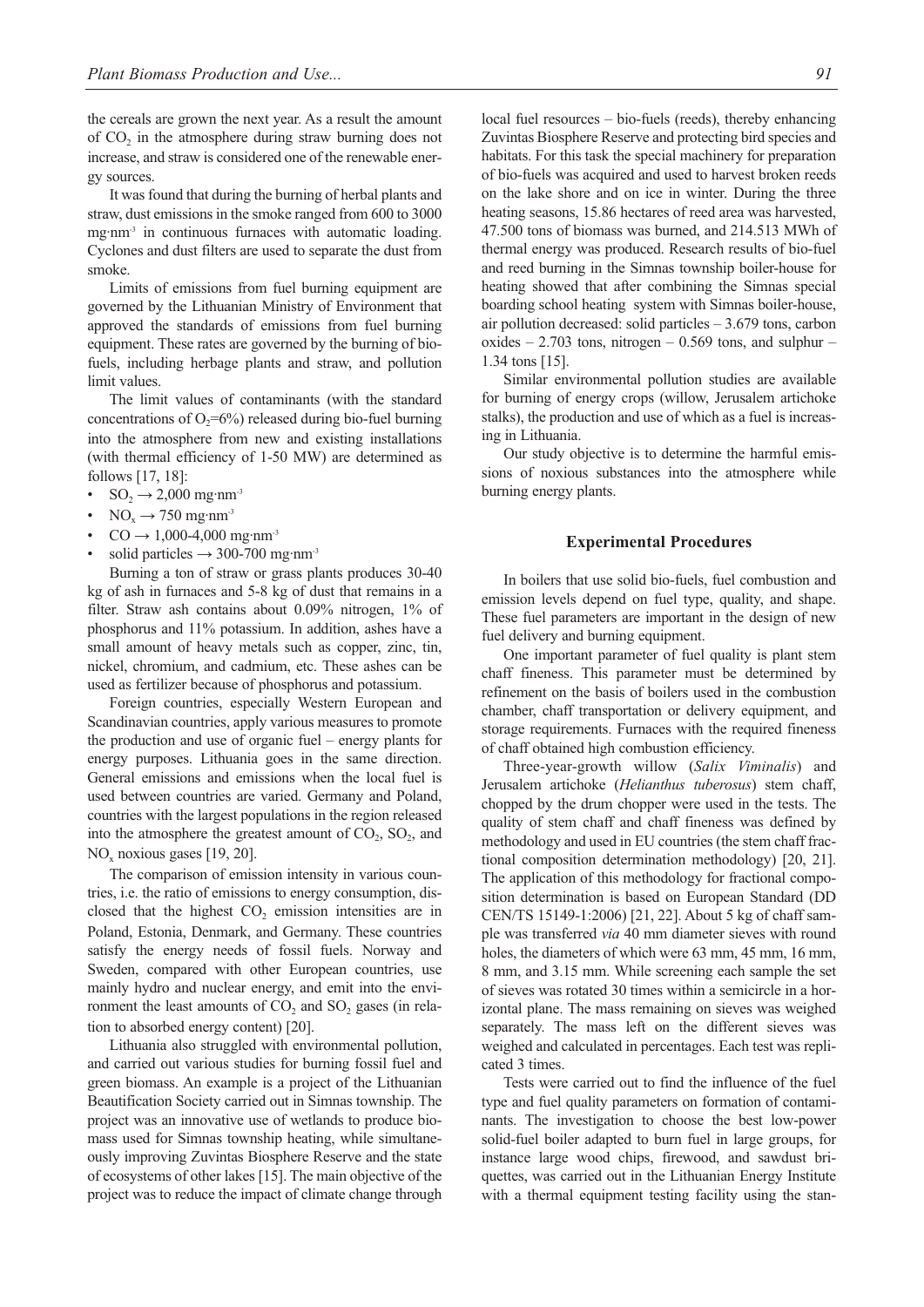the cereals are grown the next year. As a result the amount of $CO_2$ in the atmosphere during straw burning does not increase, and straw is considered one of the renewable energy sources.

It was found that during the burning of herbal plants and straw, dust emissions in the smoke ranged from 600 to 3000 mg·nm$^{-3}$ in continuous furnaces with automatic loading. Cyclones and dust filters are used to separate the dust from smoke.

Limits of emissions from fuel burning equipment are governed by the Lithuanian Ministry of Environment that approved the standards of emissions from fuel burning equipment. These rates are governed by the burning of biofuels, including herbage plants and straw, and pollution limit values.

The limit values of contaminants (with the standard concentrations of $O_2$=6%) released during bio-fuel burning into the atmosphere from new and existing installations (with thermal efficiency of 1-50 MW) are determined as follows [17, 18]:

- $SO_2 \rightarrow$ 2,000 mg·nm$^{-3}$
- $NO_x \rightarrow$ 750 mg·nm$^{-3}$
- $CO \rightarrow$ 1,000-4,000 mg·nm$^{-3}$
- solid particles $\rightarrow$ 300-700 mg·nm$^{-3}$

Burning a ton of straw or grass plants produces 30-40 kg of ash in furnaces and 5-8 kg of dust that remains in a filter. Straw ash contains about 0.09% nitrogen, 1% of phosphorus and 11% potassium. In addition, ashes have a small amount of heavy metals such as copper, zinc, tin, nickel, chromium, and cadmium, etc. These ashes can be used as fertilizer because of phosphorus and potassium.

Foreign countries, especially Western European and Scandinavian countries, apply various measures to promote the production and use of organic fuel – energy plants for energy purposes. Lithuania goes in the same direction. General emissions and emissions when the local fuel is used between countries are varied. Germany and Poland, countries with the largest populations in the region released into the atmosphere the greatest amount of $CO_2$, $SO_2$, and $NO_x$ noxious gases [19, 20].

The comparison of emission intensity in various countries, i.e. the ratio of emissions to energy consumption, disclosed that the highest $CO_2$ emission intensities are in Poland, Estonia, Denmark, and Germany. These countries satisfy the energy needs of fossil fuels. Norway and Sweden, compared with other European countries, use mainly hydro and nuclear energy, and emit into the environment the least amounts of $CO_2$ and $SO_2$ gases (in relation to absorbed energy content) [20].

Lithuania also struggled with environmental pollution, and carried out various studies for burning fossil fuel and green biomass. An example is a project of the Lithuanian Beautification Society carried out in Simnas township. The project was an innovative use of wetlands to produce biomass used for Simnas township heating, while simultaneously improving Zuvintas Biosphere Reserve and the state of ecosystems of other lakes [15]. The main objective of the project was to reduce the impact of climate change through local fuel resources – bio-fuels (reeds), thereby enhancing Zuvintas Biosphere Reserve and protecting bird species and habitats. For this task the special machinery for preparation of bio-fuels was acquired and used to harvest broken reeds on the lake shore and on ice in winter. During the three heating seasons, 15.86 hectares of reed area was harvested, 47.500 tons of biomass was burned, and 214.513 MWh of thermal energy was produced. Research results of bio-fuel and reed burning in the Simnas township boiler-house for heating showed that after combining the Simnas special boarding school heating system with Simnas boiler-house, air pollution decreased: solid particles – 3.679 tons, carbon oxides – 2.703 tons, nitrogen – 0.569 tons, and sulphur – 1.34 tons [15].

Similar environmental pollution studies are available for burning of energy crops (willow, Jerusalem artichoke stalks), the production and use of which as a fuel is increasing in Lithuania.

Our study objective is to determine the harmful emissions of noxious substances into the atmosphere while burning energy plants.

## Experimental Procedures

In boilers that use solid bio-fuels, fuel combustion and emission levels depend on fuel type, quality, and shape. These fuel parameters are important in the design of new fuel delivery and burning equipment.

One important parameter of fuel quality is plant stem chaff fineness. This parameter must be determined by refinement on the basis of boilers used in the combustion chamber, chaff transportation or delivery equipment, and storage requirements. Furnaces with the required fineness of chaff obtained high combustion efficiency.

Three-year-growth willow (*Salix Viminalis*) and Jerusalem artichoke (*Helianthus tuberosus*) stem chaff, chopped by the drum chopper were used in the tests. The quality of stem chaff and chaff fineness was defined by methodology and used in EU countries (the stem chaff fractional composition determination methodology) [20, 21]. The application of this methodology for fractional composition determination is based on European Standard (DD CEN/TS 15149-1:2006) [21, 22]. About 5 kg of chaff sample was transferred *via* 40 mm diameter sieves with round holes, the diameters of which were 63 mm, 45 mm, 16 mm, 8 mm, and 3.15 mm. While screening each sample the set of sieves was rotated 30 times within a semicircle in a horizontal plane. The mass remaining on sieves was weighed separately. The mass left on the different sieves was weighed and calculated in percentages. Each test was replicated 3 times.

Tests were carried out to find the influence of the fuel type and fuel quality parameters on formation of contaminants. The investigation to choose the best low-power solid-fuel boiler adapted to burn fuel in large groups, for instance large wood chips, firewood, and sawdust briquettes, was carried out in the Lithuanian Energy Institute with a thermal equipment testing facility using the stan-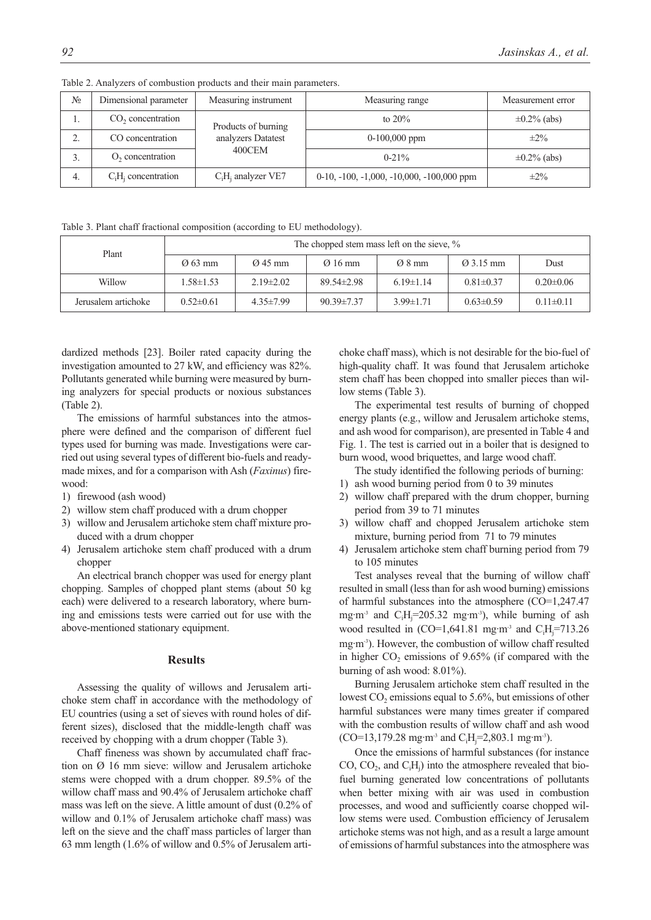Table 2. Analyzers of combustion products and their main parameters.

| № | Dimensional parameter | Measuring instrument | Measuring range | Measurement error |
|---|---|---|---|---|
| 1. | $CO_2$ concentration | Products of burning analyzers Datatest 400CEM | to 20% | ±0.2% (abs) |
| 2. | CO concentration | | 0-100,000 ppm | ±2% |
| 3. | $O_2$ concentration | | 0-21% | ±0.2% (abs) |
| 4. | $C_iH_j$ concentration | $C_iH_j$ analyzer VE7 | 0-10, -100, -1,000, -10,000, -100,000 ppm | ±2% |

Table 3. Plant chaff fractional composition (according to EU methodology).

| Plant | The chopped stem mass left on the sieve, % | | | | | |
|---|---|---|---|---|---|---|
| | Ø 63 mm | Ø 45 mm | Ø 16 mm | Ø 8 mm | Ø 3.15 mm | Dust |
| Willow | 1.58±1.53 | 2.19±2.02 | 89.54±2.98 | 6.19±1.14 | 0.81±0.37 | 0.20±0.06 |
| Jerusalem artichoke | 0.52±0.61 | 4.35±7.99 | 90.39±7.37 | 3.99±1.71 | 0.63±0.59 | 0.11±0.11 |

dardized methods [23]. Boiler rated capacity during the investigation amounted to 27 kW, and efficiency was 82%. Pollutants generated while burning were measured by burning analyzers for special products or noxious substances (Table 2).

The emissions of harmful substances into the atmosphere were defined and the comparison of different fuel types used for burning was made. Investigations were carried out using several types of different bio-fuels and ready-made mixes, and for a comparison with Ash (*Faxinus*) firewood:

1) firewood (ash wood)
2) willow stem chaff produced with a drum chopper
3) willow and Jerusalem artichoke stem chaff mixture produced with a drum chopper
4) Jerusalem artichoke stem chaff produced with a drum chopper

An electrical branch chopper was used for energy plant chopping. Samples of chopped plant stems (about 50 kg each) were delivered to a research laboratory, where burning and emissions tests were carried out for use with the above-mentioned stationary equipment.

## Results

Assessing the quality of willows and Jerusalem artichoke stem chaff in accordance with the methodology of EU countries (using a set of sieves with round holes of different sizes), disclosed that the middle-length chaff was received by chopping with a drum chopper (Table 3).

Chaff fineness was shown by accumulated chaff fraction on Ø 16 mm sieve: willow and Jerusalem artichoke stems were chopped with a drum chopper. 89.5% of the willow chaff mass and 90.4% of Jerusalem artichoke chaff mass was left on the sieve. A little amount of dust (0.2% of willow and 0.1% of Jerusalem artichoke chaff mass) was left on the sieve and the chaff mass particles of larger than 63 mm length (1.6% of willow and 0.5% of Jerusalem artichoke chaff mass), which is not desirable for the bio-fuel of high-quality chaff. It was found that Jerusalem artichoke stem chaff has been chopped into smaller pieces than willow stems (Table 3).

The experimental test results of burning of chopped energy plants (e.g., willow and Jerusalem artichoke stems, and ash wood for comparison), are presented in Table 4 and Fig. 1. The test is carried out in a boiler that is designed to burn wood, wood briquettes, and large wood chaff.

The study identified the following periods of burning:

1) ash wood burning period from 0 to 39 minutes
2) willow chaff prepared with the drum chopper, burning period from 39 to 71 minutes
3) willow chaff and chopped Jerusalem artichoke stem mixture, burning period from 71 to 79 minutes
4) Jerusalem artichoke stem chaff burning period from 79 to 105 minutes

Test analyses reveal that the burning of willow chaff resulted in small (less than for ash wood burning) emissions of harmful substances into the atmosphere (CO=1,247.47 $mg \cdot m^{-3}$ and $C_iH_j$=205.32 $mg \cdot m^{-3}$), while burning of ash wood resulted in (CO=1,641.81 $mg \cdot m^{-3}$ and $C_iH_j$=713.26 $mg \cdot m^{-3}$). However, the combustion of willow chaff resulted in higher $CO_2$ emissions of 9.65% (if compared with the burning of ash wood: 8.01%).

Burning Jerusalem artichoke stem chaff resulted in the lowest $CO_2$ emissions equal to 5.6%, but emissions of other harmful substances were many times greater if compared with the combustion results of willow chaff and ash wood (CO=13,179.28 $mg \cdot m^{-3}$ and $C_iH_j$=2,803.1 $mg \cdot m^{-3}$).

Once the emissions of harmful substances (for instance CO, $CO_2$, and $C_iH_j$) into the atmosphere revealed that bio-fuel burning generated low concentrations of pollutants when better mixing with air was used in combustion processes, and wood and sufficiently coarse chopped willow stems were used. Combustion efficiency of Jerusalem artichoke stems was not high, and as a result a large amount of emissions of harmful substances into the atmosphere was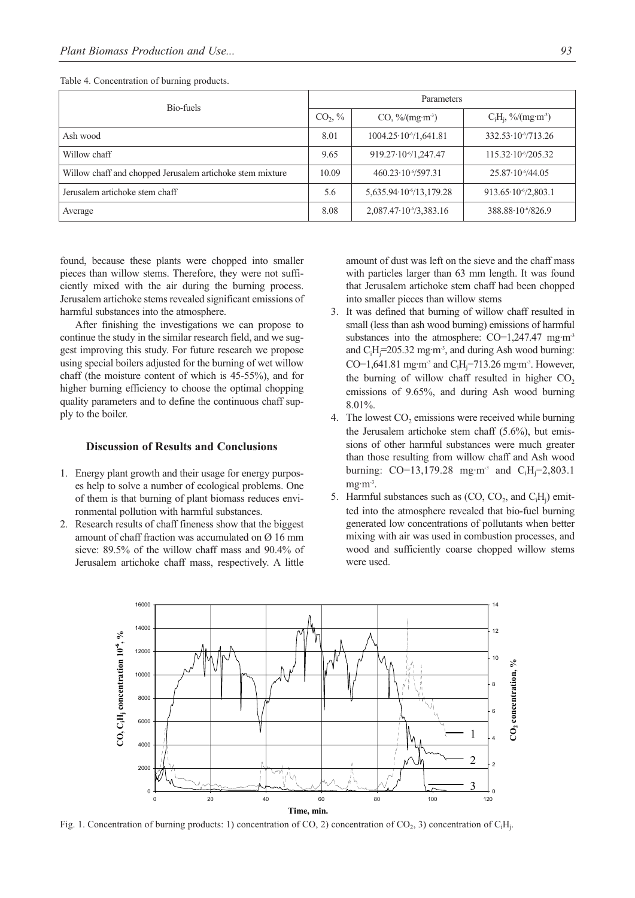Table 4. Concentration of burning products.

| Bio-fuels | Parameters | | |
|---|---|---|---|
| | $CO_2$, % | CO, %/(mg·m$^{-3}$) | $C_iH_j$, %/(mg·m$^{-3}$) |
| Ash wood | 8.01 | 1004.25·10$^{-6}$/1,641.81 | 332.53·10$^{-6}$/713.26 |
| Willow chaff | 9.65 | 919.27·10$^{-6}$/1,247.47 | 115.32·10$^{-6}$/205.32 |
| Willow chaff and chopped Jerusalem artichoke stem mixture | 10.09 | 460.23·10$^{-6}$/597.31 | 25.87·10$^{-6}$/44.05 |
| Jerusalem artichoke stem chaff | 5.6 | 5,635.94·10$^{-6}$/13,179.28 | 913.65·10$^{-6}$/2,803.1 |
| Average | 8.08 | 2,087.47·10$^{-6}$/3,383.16 | 388.88·10$^{-6}$/826.9 |

found, because these plants were chopped into smaller pieces than willow stems. Therefore, they were not sufficiently mixed with the air during the burning process. Jerusalem artichoke stems revealed significant emissions of harmful substances into the atmosphere.

After finishing the investigations we can propose to continue the study in the similar research field, and we suggest improving this study. For future research we propose using special boilers adjusted for the burning of wet willow chaff (the moisture content of which is 45-55%), and for higher burning efficiency to choose the optimal chopping quality parameters and to define the continuous chaff supply to the boiler.

## Discussion of Results and Conclusions

1. Energy plant growth and their usage for energy purposes help to solve a number of ecological problems. One of them is that burning of plant biomass reduces environmental pollution with harmful substances.
2. Research results of chaff fineness show that the biggest amount of chaff fraction was accumulated on Ø 16 mm sieve: 89.5% of the willow chaff mass and 90.4% of Jerusalem artichoke chaff mass, respectively. A little amount of dust was left on the sieve and the chaff mass with particles larger than 63 mm length. It was found that Jerusalem artichoke stem chaff had been chopped into smaller pieces than willow stems
3. It was defined that burning of willow chaff resulted in small (less than ash wood burning) emissions of harmful substances into the atmosphere: CO=1,247.47 mg·m$^{-3}$ and $C_iH_j$=205.32 mg·m$^{-3}$, and during Ash wood burning: CO=1,641.81 mg·m$^{-3}$ and $C_iH_j$=713.26 mg·m$^{-3}$. However, the burning of willow chaff resulted in higher $CO_2$ emissions of 9.65%, and during Ash wood burning 8.01%.
4. The lowest $CO_2$ emissions were received while burning the Jerusalem artichoke stem chaff (5.6%), but emissions of other harmful substances were much greater than those resulting from willow chaff and Ash wood burning: CO=13,179.28 mg·m$^{-3}$ and $C_iH_j$=2,803.1 mg·m$^{-3}$.
5. Harmful substances such as (CO, $CO_2$, and $C_iH_j$) emitted into the atmosphere revealed that bio-fuel burning generated low concentrations of pollutants when better mixing with air was used in combustion processes, and wood and sufficiently coarse chopped willow stems were used.

Fig. 1. Concentration of burning products: 1) concentration of CO, 2) concentration of $CO_2$, 3) concentration of $C_iH_j$.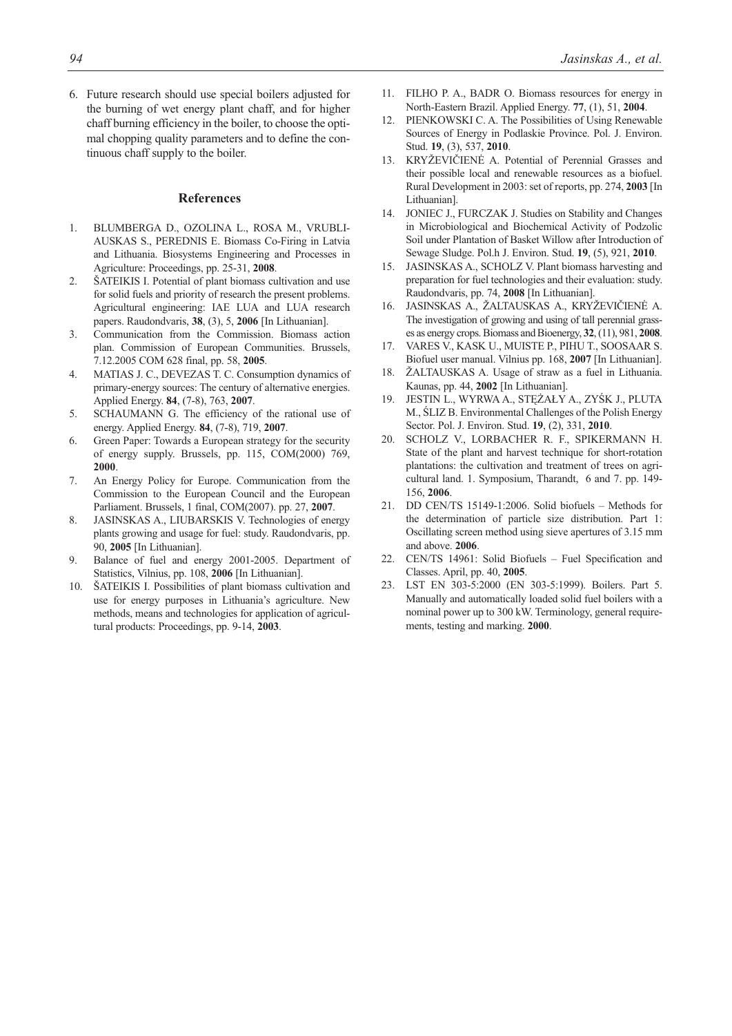6. Future research should use special boilers adjusted for the burning of wet energy plant chaff, and for higher chaff burning efficiency in the boiler, to choose the optimal chopping quality parameters and to define the continuous chaff supply to the boiler.

## References

1. BLUMBERGA D., OZOLINA L., ROSA M., VRUBLIAUSKAS S., PEREDNIS E. Biomass Co-Firing in Latvia and Lithuania. Biosystems Engineering and Processes in Agriculture: Proceedings, pp. 25-31, **2008**.
2. ŠATEIKIS I. Potential of plant biomass cultivation and use for solid fuels and priority of research the present problems. Agricultural engineering: IAE LUA and LUA research papers. Raudondvaris, **38**, (3), 5, **2006** [In Lithuanian].
3. Communication from the Commission. Biomass action plan. Commission of European Communities. Brussels, 7.12.2005 COM 628 final, pp. 58, **2005**.
4. MATIAS J. C., DEVEZAS T. C. Consumption dynamics of primary-energy sources: The century of alternative energies. Applied Energy. **84**, (7-8), 763, **2007**.
5. SCHAUMANN G. The efficiency of the rational use of energy. Applied Energy. **84**, (7-8), 719, **2007**.
6. Green Paper: Towards a European strategy for the security of energy supply. Brussels, pp. 115, COM(2000) 769, **2000**.
7. An Energy Policy for Europe. Communication from the Commission to the European Council and the European Parliament. Brussels, 1 final, COM(2007). pp. 27, **2007**.
8. JASINSKAS A., LIUBARSKIS V. Technologies of energy plants growing and usage for fuel: study. Raudondvaris, pp. 90, **2005** [In Lithuanian].
9. Balance of fuel and energy 2001-2005. Department of Statistics, Vilnius, pp. 108, **2006** [In Lithuanian].
10. ŠATEIKIS I. Possibilities of plant biomass cultivation and use for energy purposes in Lithuania's agriculture. New methods, means and technologies for application of agricultural products: Proceedings, pp. 9-14, **2003**.
11. FILHO P. A., BADR O. Biomass resources for energy in North-Eastern Brazil. Applied Energy. **77**, (1), 51, **2004**.
12. PIENKOWSKI C. A. The Possibilities of Using Renewable Sources of Energy in Podlaskie Province. Pol. J. Environ. Stud. **19**, (3), 537, **2010**.
13. KRYŽEVIČIENĖ A. Potential of Perennial Grasses and their possible local and renewable resources as a biofuel. Rural Development in 2003: set of reports, pp. 274, **2003** [In Lithuanian].
14. JONIEC J., FURCZAK J. Studies on Stability and Changes in Microbiological and Biochemical Activity of Podzolic Soil under Plantation of Basket Willow after Introduction of Sewage Sludge. Pol.h J. Environ. Stud. **19**, (5), 921, **2010**.
15. JASINSKAS A., SCHOLZ V. Plant biomass harvesting and preparation for fuel technologies and their evaluation: study. Raudondvaris, pp. 74, **2008** [In Lithuanian].
16. JASINSKAS A., ŽALTAUSKAS A., KRYŽEVIČIENĖ A. The investigation of growing and using of tall perennial grasses as energy crops. Biomass and Bioenergy, **32**, (11), 981, **2008**.
17. VARES V., KASK U., MUISTE P., PIHU T., SOOSAAR S. Biofuel user manual. Vilnius pp. 168, **2007** [In Lithuanian].
18. ŽALTAUSKAS A. Usage of straw as a fuel in Lithuania. Kaunas, pp. 44, **2002** [In Lithuanian].
19. JESTIN L., WYRWA A., STĘŻAŁY A., ZYŚK J., PLUTA M., ŚLIZ B. Environmental Challenges of the Polish Energy Sector. Pol. J. Environ. Stud. **19**, (2), 331, **2010**.
20. SCHOLZ V., LORBACHER R. F., SPIKERMANN H. State of the plant and harvest technique for short-rotation plantations: the cultivation and treatment of trees on agricultural land. 1. Symposium, Tharandt, 6 and 7. pp. 149-156, **2006**.
21. DD CEN/TS 15149-1:2006. Solid biofuels – Methods for the determination of particle size distribution. Part 1: Oscillating screen method using sieve apertures of 3.15 mm and above. **2006**.
22. CEN/TS 14961: Solid Biofuels – Fuel Specification and Classes. April, pp. 40, **2005**.
23. LST EN 303-5:2000 (EN 303-5:1999). Boilers. Part 5. Manually and automatically loaded solid fuel boilers with a nominal power up to 300 kW. Terminology, general requirements, testing and marking. **2000**.